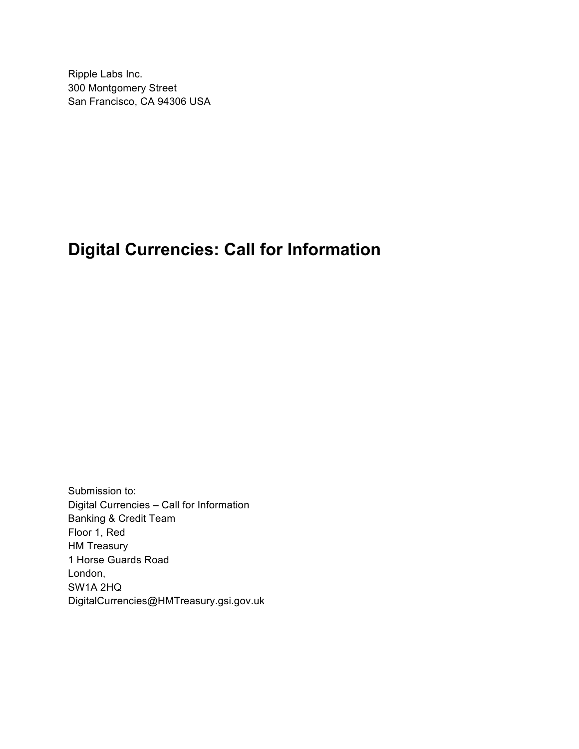Ripple Labs Inc.
300 Montgomery Street
San Francisco, CA 94306 USA

# Digital Currencies: Call for Information

Submission to:
Digital Currencies – Call for Information
Banking & Credit Team
Floor 1, Red
HM Treasury
1 Horse Guards Road
London,
SW1A 2HQ
DigitalCurrencies@HMTreasury.gsi.gov.uk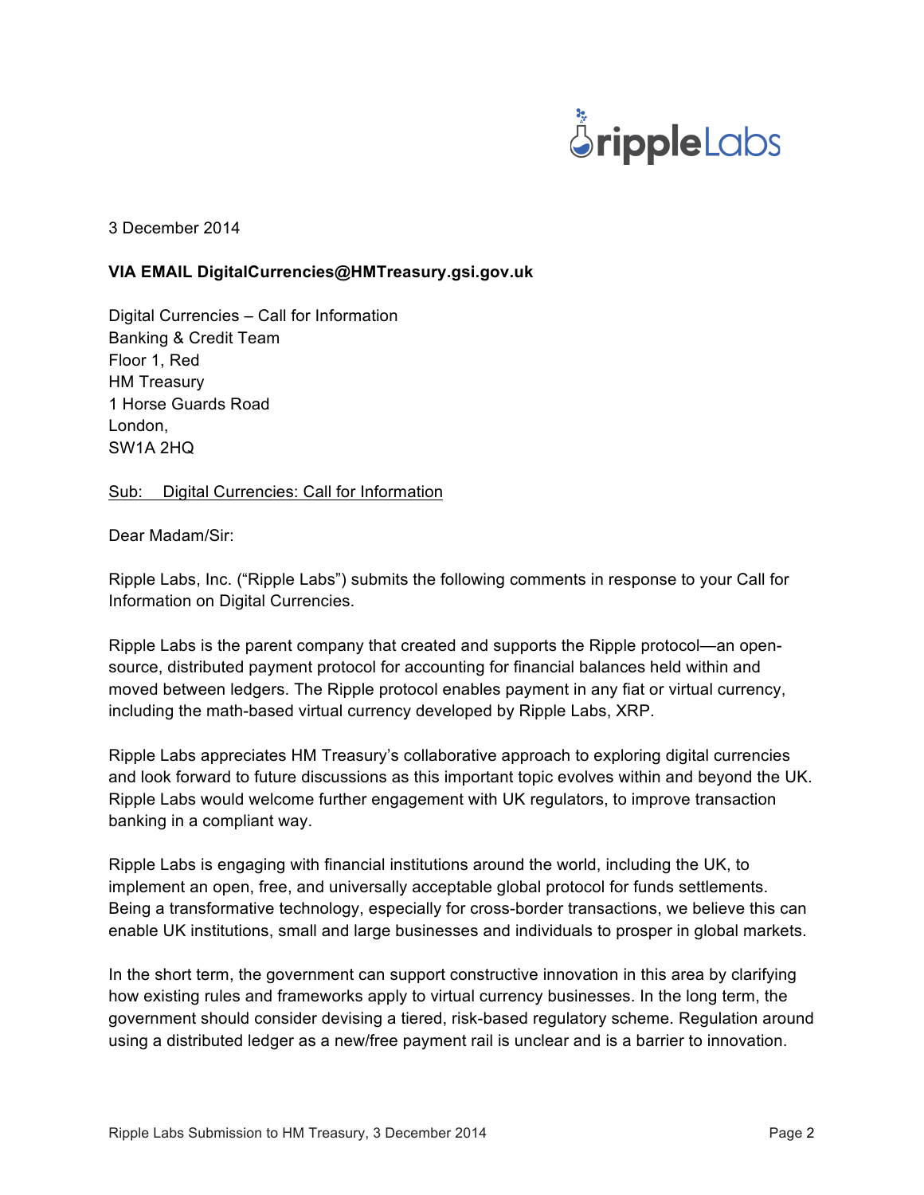3 December 2014

**VIA EMAIL DigitalCurrencies@HMTreasury.gsi.gov.uk**

Digital Currencies – Call for Information  
Banking & Credit Team  
Floor 1, Red  
HM Treasury  
1 Horse Guards Road  
London,  
SW1A 2HQ

<u>Sub: Digital Currencies: Call for Information</u>

Dear Madam/Sir:

Ripple Labs, Inc. ("Ripple Labs") submits the following comments in response to your Call for Information on Digital Currencies.

Ripple Labs is the parent company that created and supports the Ripple protocol—an open-source, distributed payment protocol for accounting for financial balances held within and moved between ledgers. The Ripple protocol enables payment in any fiat or virtual currency, including the math-based virtual currency developed by Ripple Labs, XRP.

Ripple Labs appreciates HM Treasury's collaborative approach to exploring digital currencies and look forward to future discussions as this important topic evolves within and beyond the UK. Ripple Labs would welcome further engagement with UK regulators, to improve transaction banking in a compliant way.

Ripple Labs is engaging with financial institutions around the world, including the UK, to implement an open, free, and universally acceptable global protocol for funds settlements. Being a transformative technology, especially for cross-border transactions, we believe this can enable UK institutions, small and large businesses and individuals to prosper in global markets.

In the short term, the government can support constructive innovation in this area by clarifying how existing rules and frameworks apply to virtual currency businesses. In the long term, the government should consider devising a tiered, risk-based regulatory scheme. Regulation around using a distributed ledger as a new/free payment rail is unclear and is a barrier to innovation.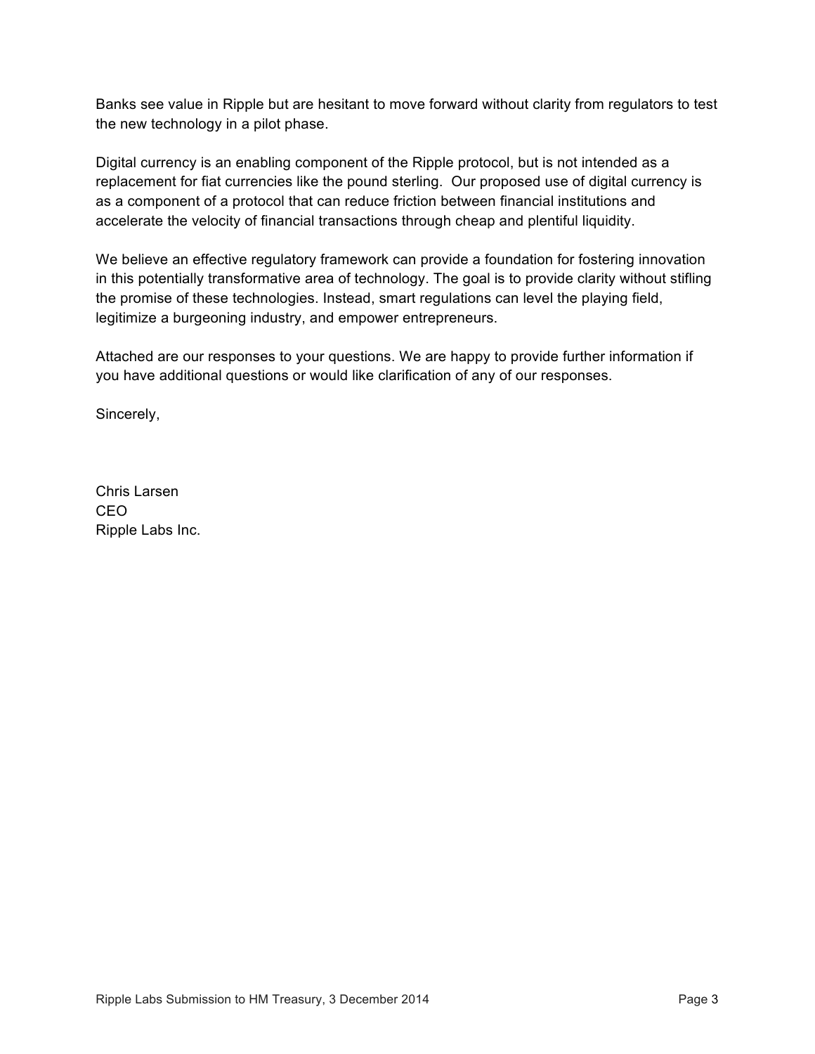Banks see value in Ripple but are hesitant to move forward without clarity from regulators to test the new technology in a pilot phase.

Digital currency is an enabling component of the Ripple protocol, but is not intended as a replacement for fiat currencies like the pound sterling. Our proposed use of digital currency is as a component of a protocol that can reduce friction between financial institutions and accelerate the velocity of financial transactions through cheap and plentiful liquidity.

We believe an effective regulatory framework can provide a foundation for fostering innovation in this potentially transformative area of technology. The goal is to provide clarity without stifling the promise of these technologies. Instead, smart regulations can level the playing field, legitimize a burgeoning industry, and empower entrepreneurs.

Attached are our responses to your questions. We are happy to provide further information if you have additional questions or would like clarification of any of our responses.

Sincerely,

Chris Larsen
CEO
Ripple Labs Inc.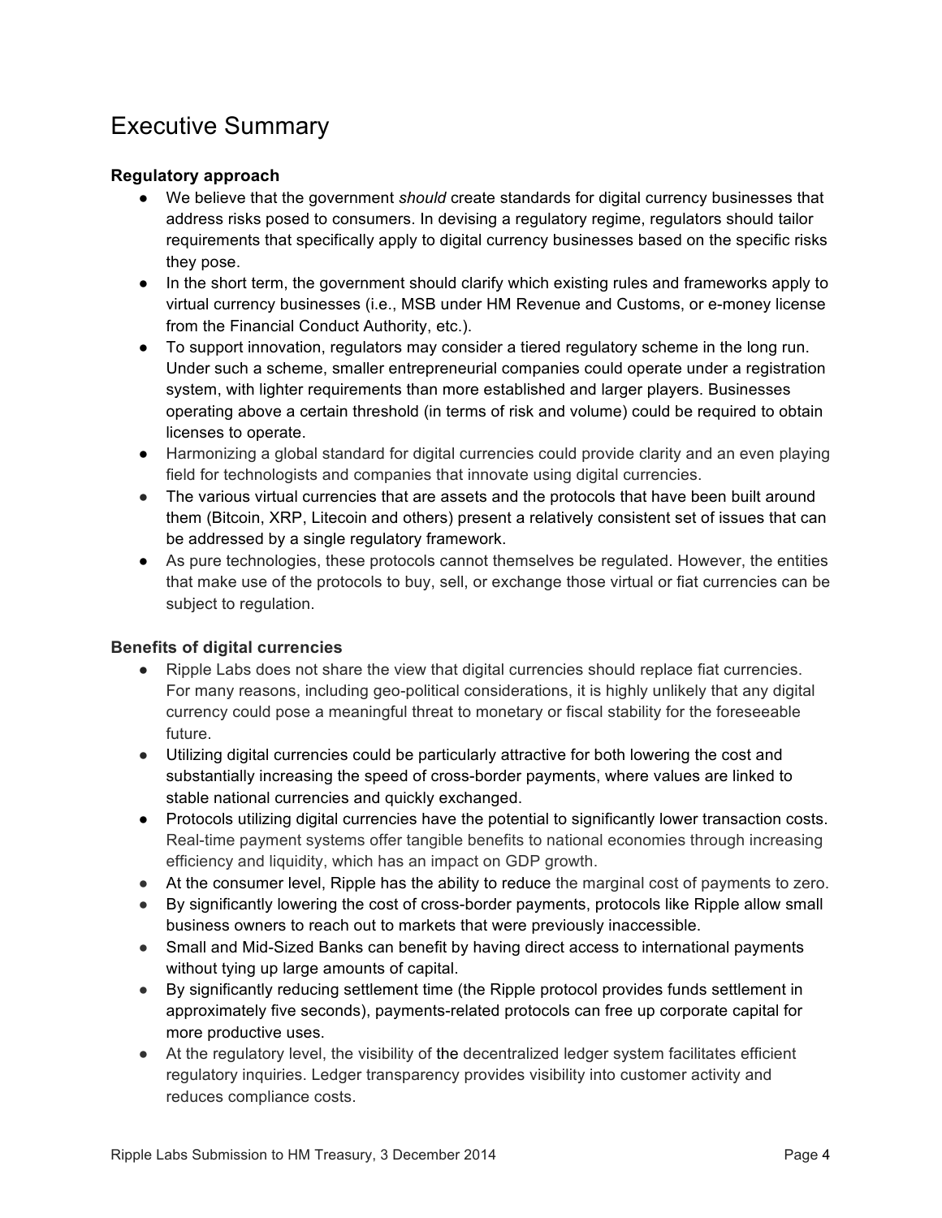# Executive Summary

### Regulatory approach

- We believe that the government *should* create standards for digital currency businesses that address risks posed to consumers. In devising a regulatory regime, regulators should tailor requirements that specifically apply to digital currency businesses based on the specific risks they pose.
- In the short term, the government should clarify which existing rules and frameworks apply to virtual currency businesses (i.e., MSB under HM Revenue and Customs, or e-money license from the Financial Conduct Authority, etc.).
- To support innovation, regulators may consider a tiered regulatory scheme in the long run. Under such a scheme, smaller entrepreneurial companies could operate under a registration system, with lighter requirements than more established and larger players. Businesses operating above a certain threshold (in terms of risk and volume) could be required to obtain licenses to operate.
- Harmonizing a global standard for digital currencies could provide clarity and an even playing field for technologists and companies that innovate using digital currencies.
- The various virtual currencies that are assets and the protocols that have been built around them (Bitcoin, XRP, Litecoin and others) present a relatively consistent set of issues that can be addressed by a single regulatory framework.
- As pure technologies, these protocols cannot themselves be regulated. However, the entities that make use of the protocols to buy, sell, or exchange those virtual or fiat currencies can be subject to regulation.

### Benefits of digital currencies

- Ripple Labs does not share the view that digital currencies should replace fiat currencies. For many reasons, including geo-political considerations, it is highly unlikely that any digital currency could pose a meaningful threat to monetary or fiscal stability for the foreseeable future.
- Utilizing digital currencies could be particularly attractive for both lowering the cost and substantially increasing the speed of cross-border payments, where values are linked to stable national currencies and quickly exchanged.
- Protocols utilizing digital currencies have the potential to significantly lower transaction costs. Real-time payment systems offer tangible benefits to national economies through increasing efficiency and liquidity, which has an impact on GDP growth.
- At the consumer level, Ripple has the ability to reduce the marginal cost of payments to zero.
- By significantly lowering the cost of cross-border payments, protocols like Ripple allow small business owners to reach out to markets that were previously inaccessible.
- Small and Mid-Sized Banks can benefit by having direct access to international payments without tying up large amounts of capital.
- By significantly reducing settlement time (the Ripple protocol provides funds settlement in approximately five seconds), payments-related protocols can free up corporate capital for more productive uses.
- At the regulatory level, the visibility of the decentralized ledger system facilitates efficient regulatory inquiries. Ledger transparency provides visibility into customer activity and reduces compliance costs.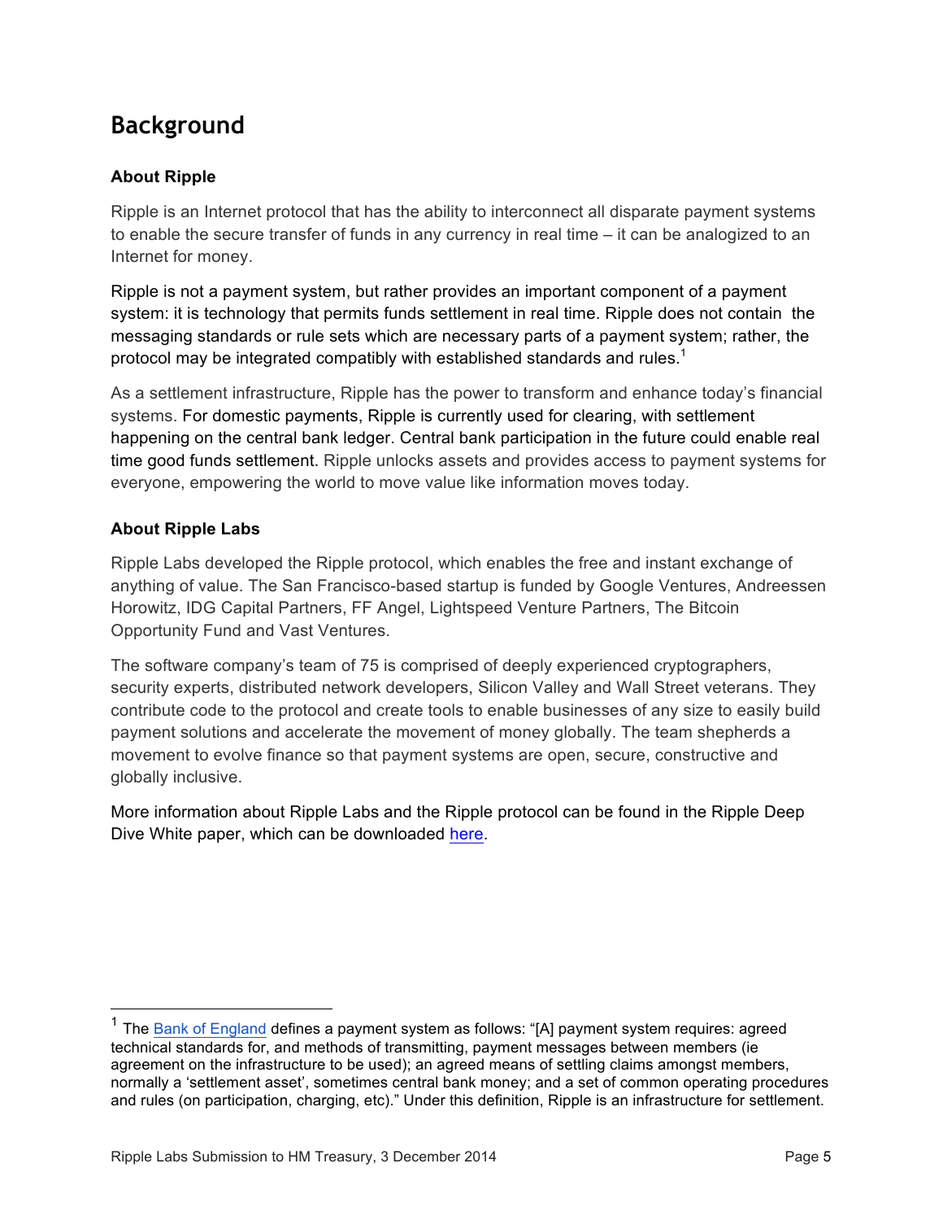# Background

### About Ripple

Ripple is an Internet protocol that has the ability to interconnect all disparate payment systems to enable the secure transfer of funds in any currency in real time – it can be analogized to an Internet for money.

Ripple is not a payment system, but rather provides an important component of a payment system: it is technology that permits funds settlement in real time. Ripple does not contain the messaging standards or rule sets which are necessary parts of a payment system; rather, the protocol may be integrated compatibly with established standards and rules.[1]

As a settlement infrastructure, Ripple has the power to transform and enhance today's financial systems. For domestic payments, Ripple is currently used for clearing, with settlement happening on the central bank ledger. Central bank participation in the future could enable real time good funds settlement. Ripple unlocks assets and provides access to payment systems for everyone, empowering the world to move value like information moves today.

### About Ripple Labs

Ripple Labs developed the Ripple protocol, which enables the free and instant exchange of anything of value. The San Francisco-based startup is funded by Google Ventures, Andreessen Horowitz, IDG Capital Partners, FF Angel, Lightspeed Venture Partners, The Bitcoin Opportunity Fund and Vast Ventures.

The software company's team of 75 is comprised of deeply experienced cryptographers, security experts, distributed network developers, Silicon Valley and Wall Street veterans. They contribute code to the protocol and create tools to enable businesses of any size to easily build payment solutions and accelerate the movement of money globally. The team shepherds a movement to evolve finance so that payment systems are open, secure, constructive and globally inclusive.

More information about Ripple Labs and the Ripple protocol can be found in the Ripple Deep Dive White paper, which can be downloaded here.

---

[1] The Bank of England defines a payment system as follows: "[A] payment system requires: agreed technical standards for, and methods of transmitting, payment messages between members (ie agreement on the infrastructure to be used); an agreed means of settling claims amongst members, normally a 'settlement asset', sometimes central bank money; and a set of common operating procedures and rules (on participation, charging, etc)." Under this definition, Ripple is an infrastructure for settlement.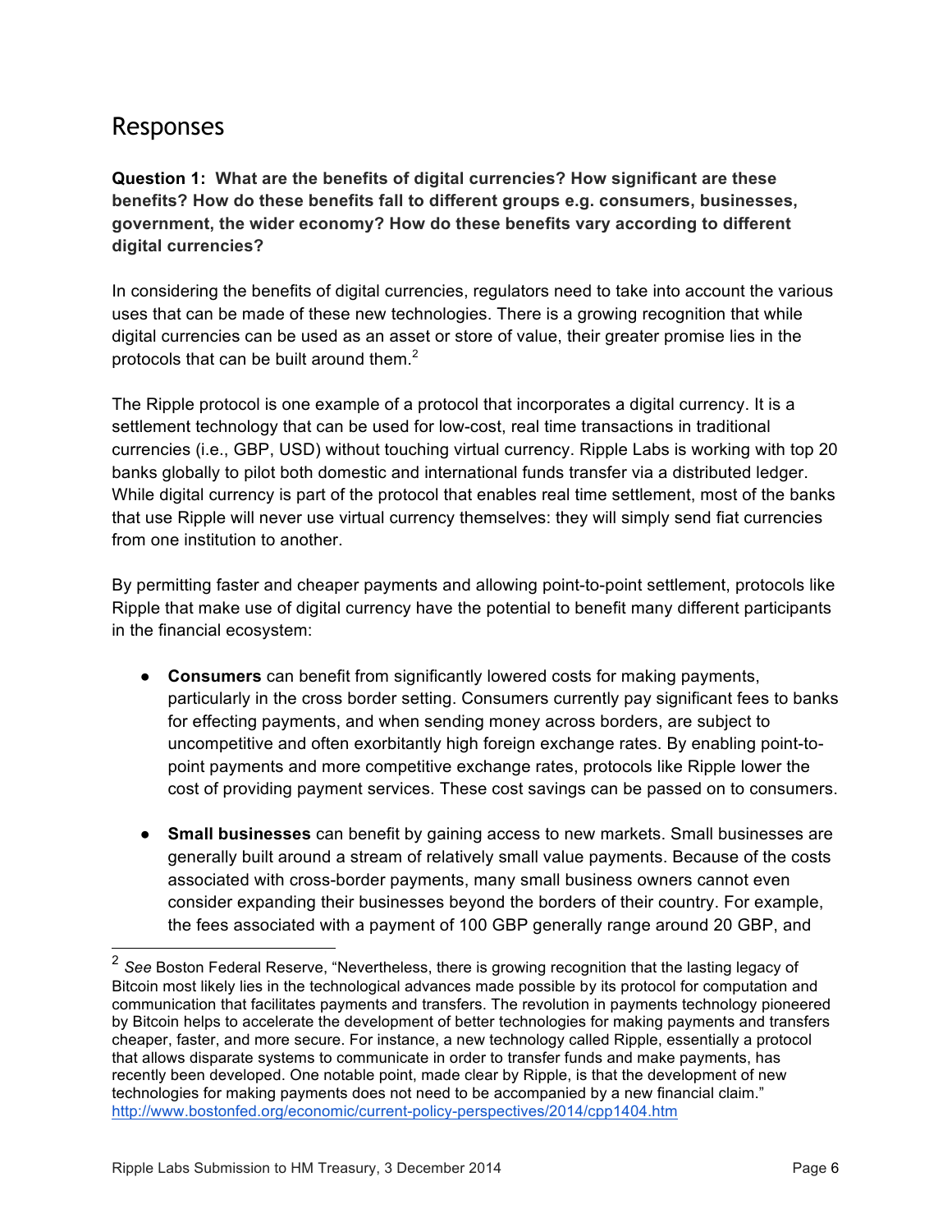## Responses

**Question 1: What are the benefits of digital currencies? How significant are these benefits? How do these benefits fall to different groups e.g. consumers, businesses, government, the wider economy? How do these benefits vary according to different digital currencies?**

In considering the benefits of digital currencies, regulators need to take into account the various uses that can be made of these new technologies. There is a growing recognition that while digital currencies can be used as an asset or store of value, their greater promise lies in the protocols that can be built around them.[2]

The Ripple protocol is one example of a protocol that incorporates a digital currency. It is a settlement technology that can be used for low-cost, real time transactions in traditional currencies (i.e., GBP, USD) without touching virtual currency. Ripple Labs is working with top 20 banks globally to pilot both domestic and international funds transfer via a distributed ledger. While digital currency is part of the protocol that enables real time settlement, most of the banks that use Ripple will never use virtual currency themselves: they will simply send fiat currencies from one institution to another.

By permitting faster and cheaper payments and allowing point-to-point settlement, protocols like Ripple that make use of digital currency have the potential to benefit many different participants in the financial ecosystem:

- **Consumers** can benefit from significantly lowered costs for making payments, particularly in the cross border setting. Consumers currently pay significant fees to banks for effecting payments, and when sending money across borders, are subject to uncompetitive and often exorbitantly high foreign exchange rates. By enabling point-to-point payments and more competitive exchange rates, protocols like Ripple lower the cost of providing payment services. These cost savings can be passed on to consumers.
- **Small businesses** can benefit by gaining access to new markets. Small businesses are generally built around a stream of relatively small value payments. Because of the costs associated with cross-border payments, many small business owners cannot even consider expanding their businesses beyond the borders of their country. For example, the fees associated with a payment of 100 GBP generally range around 20 GBP, and

[2] *See* Boston Federal Reserve, "Nevertheless, there is growing recognition that the lasting legacy of Bitcoin most likely lies in the technological advances made possible by its protocol for computation and communication that facilitates payments and transfers. The revolution in payments technology pioneered by Bitcoin helps to accelerate the development of better technologies for making payments and transfers cheaper, faster, and more secure. For instance, a new technology called Ripple, essentially a protocol that allows disparate systems to communicate in order to transfer funds and make payments, has recently been developed. One notable point, made clear by Ripple, is that the development of new technologies for making payments does not need to be accompanied by a new financial claim." http://www.bostonfed.org/economic/current-policy-perspectives/2014/cpp1404.htm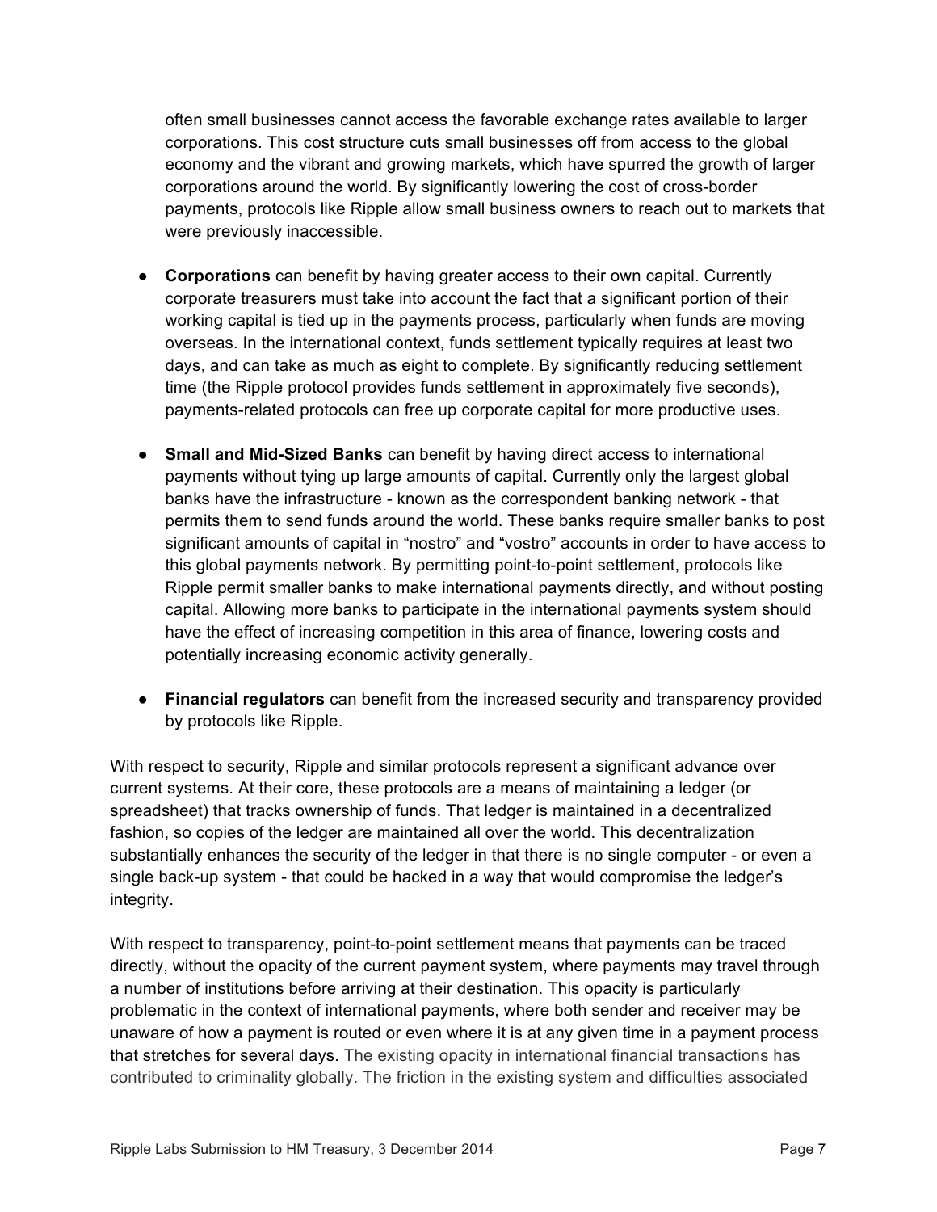often small businesses cannot access the favorable exchange rates available to larger corporations. This cost structure cuts small businesses off from access to the global economy and the vibrant and growing markets, which have spurred the growth of larger corporations around the world. By significantly lowering the cost of cross-border payments, protocols like Ripple allow small business owners to reach out to markets that were previously inaccessible.

- **Corporations** can benefit by having greater access to their own capital. Currently corporate treasurers must take into account the fact that a significant portion of their working capital is tied up in the payments process, particularly when funds are moving overseas. In the international context, funds settlement typically requires at least two days, and can take as much as eight to complete. By significantly reducing settlement time (the Ripple protocol provides funds settlement in approximately five seconds), payments-related protocols can free up corporate capital for more productive uses.

- **Small and Mid-Sized Banks** can benefit by having direct access to international payments without tying up large amounts of capital. Currently only the largest global banks have the infrastructure - known as the correspondent banking network - that permits them to send funds around the world. These banks require smaller banks to post significant amounts of capital in "nostro" and "vostro" accounts in order to have access to this global payments network. By permitting point-to-point settlement, protocols like Ripple permit smaller banks to make international payments directly, and without posting capital. Allowing more banks to participate in the international payments system should have the effect of increasing competition in this area of finance, lowering costs and potentially increasing economic activity generally.

- **Financial regulators** can benefit from the increased security and transparency provided by protocols like Ripple.

With respect to security, Ripple and similar protocols represent a significant advance over current systems. At their core, these protocols are a means of maintaining a ledger (or spreadsheet) that tracks ownership of funds. That ledger is maintained in a decentralized fashion, so copies of the ledger are maintained all over the world. This decentralization substantially enhances the security of the ledger in that there is no single computer - or even a single back-up system - that could be hacked in a way that would compromise the ledger's integrity.

With respect to transparency, point-to-point settlement means that payments can be traced directly, without the opacity of the current payment system, where payments may travel through a number of institutions before arriving at their destination. This opacity is particularly problematic in the context of international payments, where both sender and receiver may be unaware of how a payment is routed or even where it is at any given time in a payment process that stretches for several days. The existing opacity in international financial transactions has contributed to criminality globally. The friction in the existing system and difficulties associated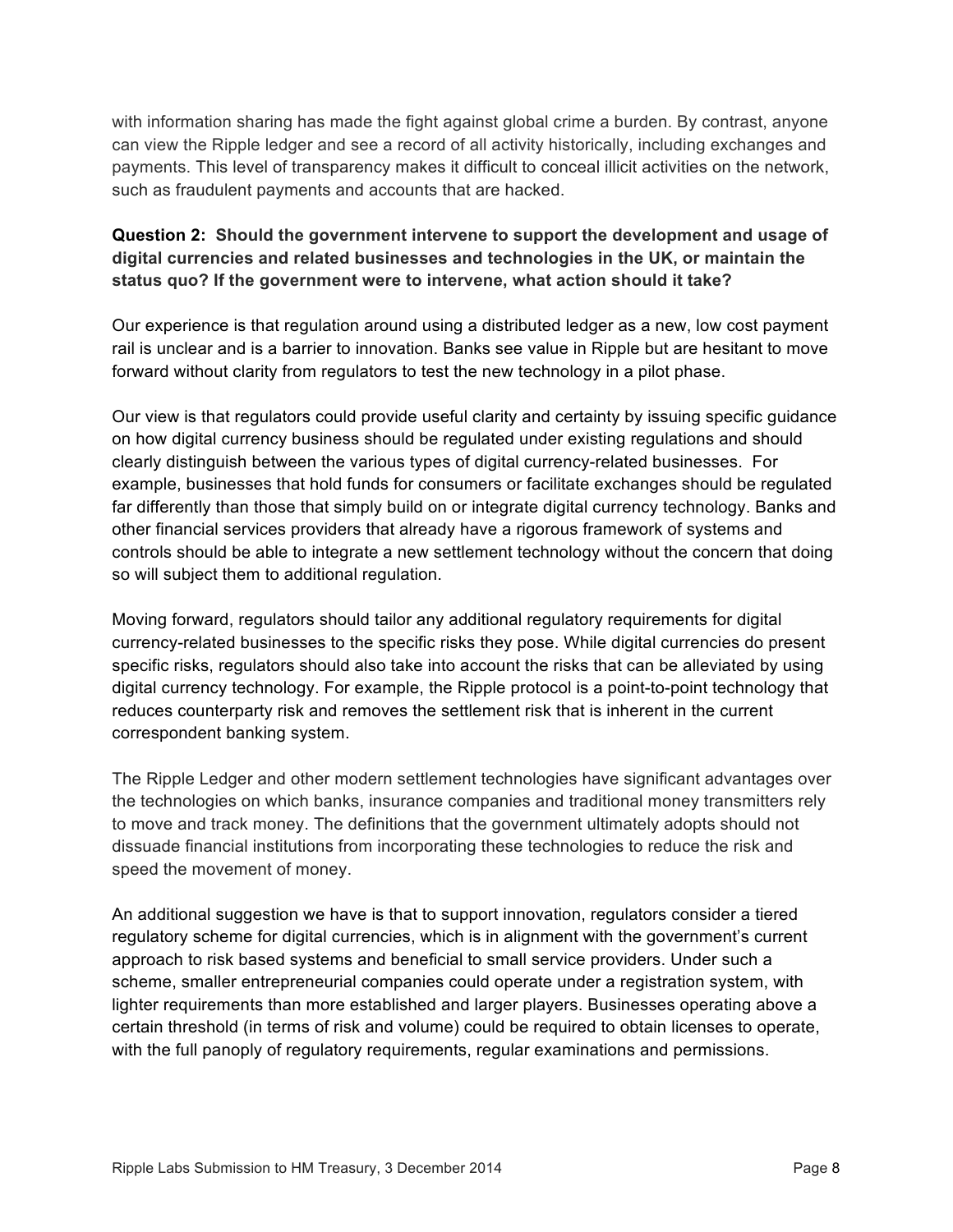with information sharing has made the fight against global crime a burden. By contrast, anyone can view the Ripple ledger and see a record of all activity historically, including exchanges and payments. This level of transparency makes it difficult to conceal illicit activities on the network, such as fraudulent payments and accounts that are hacked.

**Question 2: Should the government intervene to support the development and usage of digital currencies and related businesses and technologies in the UK, or maintain the status quo? If the government were to intervene, what action should it take?**

Our experience is that regulation around using a distributed ledger as a new, low cost payment rail is unclear and is a barrier to innovation. Banks see value in Ripple but are hesitant to move forward without clarity from regulators to test the new technology in a pilot phase.

Our view is that regulators could provide useful clarity and certainty by issuing specific guidance on how digital currency business should be regulated under existing regulations and should clearly distinguish between the various types of digital currency-related businesses. For example, businesses that hold funds for consumers or facilitate exchanges should be regulated far differently than those that simply build on or integrate digital currency technology. Banks and other financial services providers that already have a rigorous framework of systems and controls should be able to integrate a new settlement technology without the concern that doing so will subject them to additional regulation.

Moving forward, regulators should tailor any additional regulatory requirements for digital currency-related businesses to the specific risks they pose. While digital currencies do present specific risks, regulators should also take into account the risks that can be alleviated by using digital currency technology. For example, the Ripple protocol is a point-to-point technology that reduces counterparty risk and removes the settlement risk that is inherent in the current correspondent banking system.

The Ripple Ledger and other modern settlement technologies have significant advantages over the technologies on which banks, insurance companies and traditional money transmitters rely to move and track money. The definitions that the government ultimately adopts should not dissuade financial institutions from incorporating these technologies to reduce the risk and speed the movement of money.

An additional suggestion we have is that to support innovation, regulators consider a tiered regulatory scheme for digital currencies, which is in alignment with the government's current approach to risk based systems and beneficial to small service providers. Under such a scheme, smaller entrepreneurial companies could operate under a registration system, with lighter requirements than more established and larger players. Businesses operating above a certain threshold (in terms of risk and volume) could be required to obtain licenses to operate, with the full panoply of regulatory requirements, regular examinations and permissions.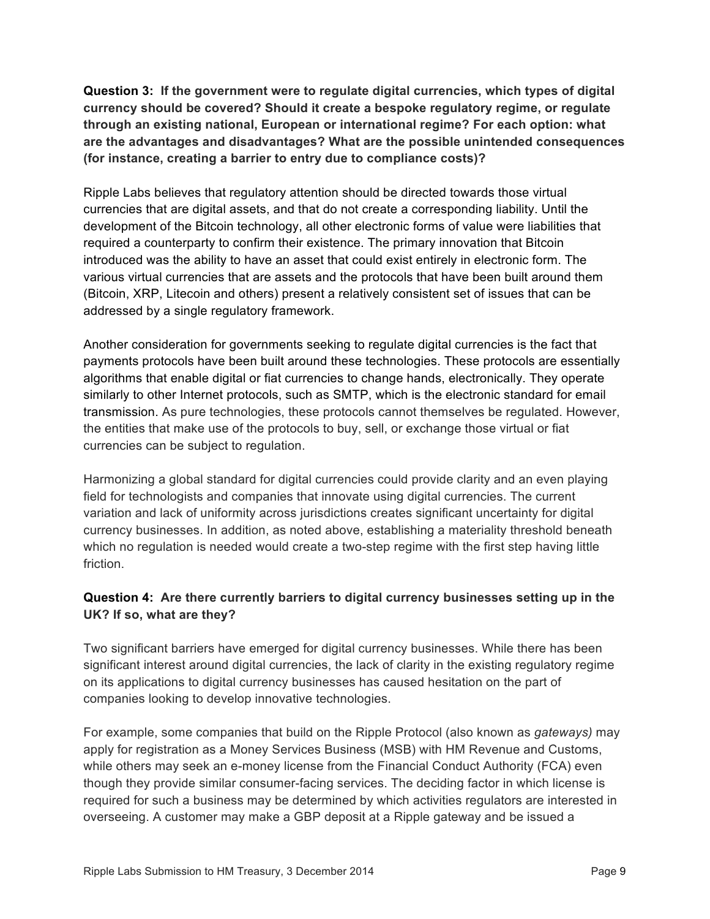**Question 3: If the government were to regulate digital currencies, which types of digital currency should be covered? Should it create a bespoke regulatory regime, or regulate through an existing national, European or international regime? For each option: what are the advantages and disadvantages? What are the possible unintended consequences (for instance, creating a barrier to entry due to compliance costs)?**

Ripple Labs believes that regulatory attention should be directed towards those virtual currencies that are digital assets, and that do not create a corresponding liability. Until the development of the Bitcoin technology, all other electronic forms of value were liabilities that required a counterparty to confirm their existence. The primary innovation that Bitcoin introduced was the ability to have an asset that could exist entirely in electronic form. The various virtual currencies that are assets and the protocols that have been built around them (Bitcoin, XRP, Litecoin and others) present a relatively consistent set of issues that can be addressed by a single regulatory framework.

Another consideration for governments seeking to regulate digital currencies is the fact that payments protocols have been built around these technologies. These protocols are essentially algorithms that enable digital or fiat currencies to change hands, electronically. They operate similarly to other Internet protocols, such as SMTP, which is the electronic standard for email transmission. As pure technologies, these protocols cannot themselves be regulated. However, the entities that make use of the protocols to buy, sell, or exchange those virtual or fiat currencies can be subject to regulation.

Harmonizing a global standard for digital currencies could provide clarity and an even playing field for technologists and companies that innovate using digital currencies. The current variation and lack of uniformity across jurisdictions creates significant uncertainty for digital currency businesses. In addition, as noted above, establishing a materiality threshold beneath which no regulation is needed would create a two-step regime with the first step having little friction.

**Question 4: Are there currently barriers to digital currency businesses setting up in the UK? If so, what are they?**

Two significant barriers have emerged for digital currency businesses. While there has been significant interest around digital currencies, the lack of clarity in the existing regulatory regime on its applications to digital currency businesses has caused hesitation on the part of companies looking to develop innovative technologies.

For example, some companies that build on the Ripple Protocol (also known as *gateways)* may apply for registration as a Money Services Business (MSB) with HM Revenue and Customs, while others may seek an e-money license from the Financial Conduct Authority (FCA) even though they provide similar consumer-facing services. The deciding factor in which license is required for such a business may be determined by which activities regulators are interested in overseeing. A customer may make a GBP deposit at a Ripple gateway and be issued a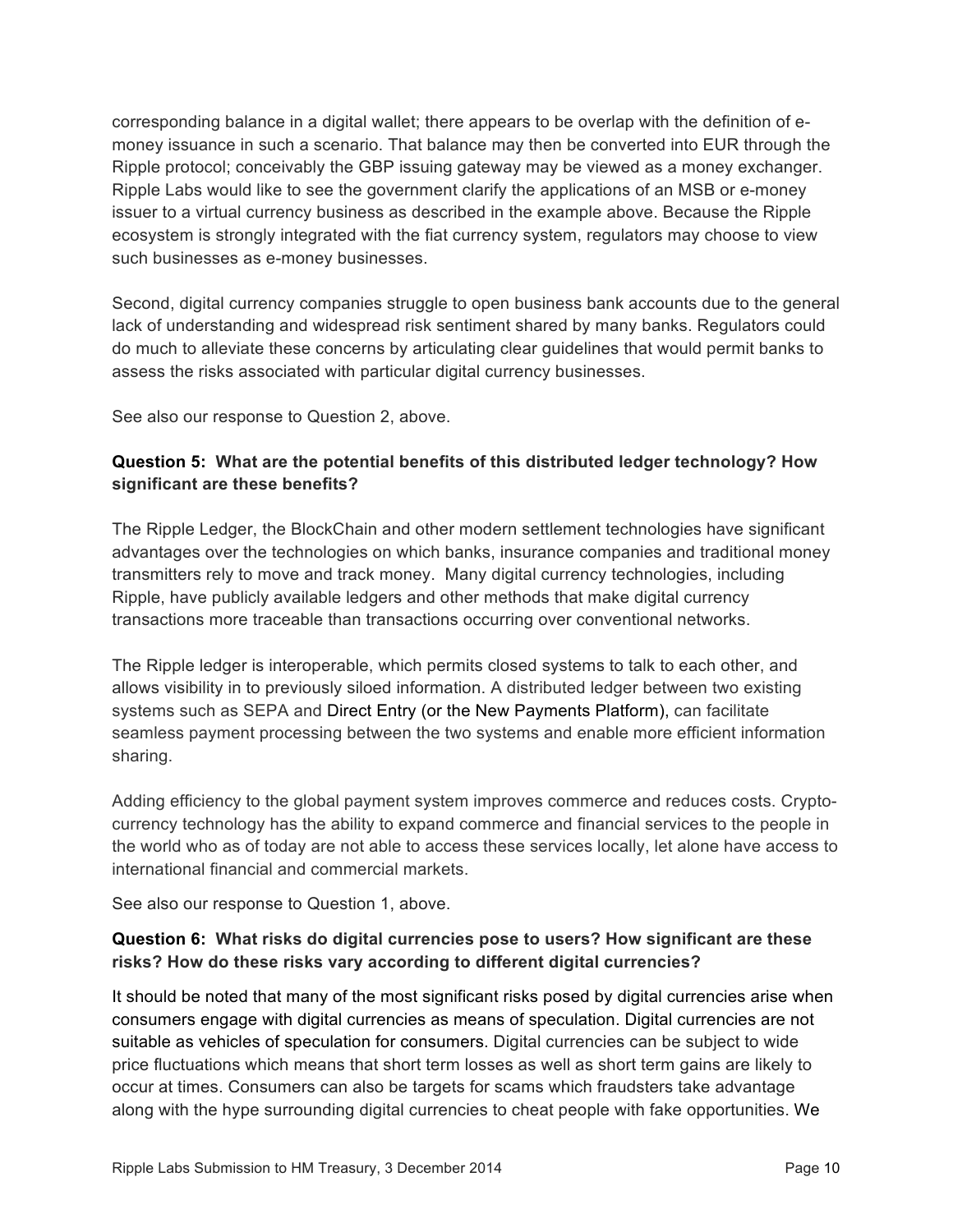corresponding balance in a digital wallet; there appears to be overlap with the definition of e-money issuance in such a scenario. That balance may then be converted into EUR through the Ripple protocol; conceivably the GBP issuing gateway may be viewed as a money exchanger. Ripple Labs would like to see the government clarify the applications of an MSB or e-money issuer to a virtual currency business as described in the example above. Because the Ripple ecosystem is strongly integrated with the fiat currency system, regulators may choose to view such businesses as e-money businesses.

Second, digital currency companies struggle to open business bank accounts due to the general lack of understanding and widespread risk sentiment shared by many banks. Regulators could do much to alleviate these concerns by articulating clear guidelines that would permit banks to assess the risks associated with particular digital currency businesses.

See also our response to Question 2, above.

**Question 5: What are the potential benefits of this distributed ledger technology? How significant are these benefits?**

The Ripple Ledger, the BlockChain and other modern settlement technologies have significant advantages over the technologies on which banks, insurance companies and traditional money transmitters rely to move and track money. Many digital currency technologies, including Ripple, have publicly available ledgers and other methods that make digital currency transactions more traceable than transactions occurring over conventional networks.

The Ripple ledger is interoperable, which permits closed systems to talk to each other, and allows visibility in to previously siloed information. A distributed ledger between two existing systems such as SEPA and Direct Entry (or the New Payments Platform), can facilitate seamless payment processing between the two systems and enable more efficient information sharing.

Adding efficiency to the global payment system improves commerce and reduces costs. Crypto-currency technology has the ability to expand commerce and financial services to the people in the world who as of today are not able to access these services locally, let alone have access to international financial and commercial markets.

See also our response to Question 1, above.

**Question 6: What risks do digital currencies pose to users? How significant are these risks? How do these risks vary according to different digital currencies?**

It should be noted that many of the most significant risks posed by digital currencies arise when consumers engage with digital currencies as means of speculation. Digital currencies are not suitable as vehicles of speculation for consumers. Digital currencies can be subject to wide price fluctuations which means that short term losses as well as short term gains are likely to occur at times. Consumers can also be targets for scams which fraudsters take advantage along with the hype surrounding digital currencies to cheat people with fake opportunities. We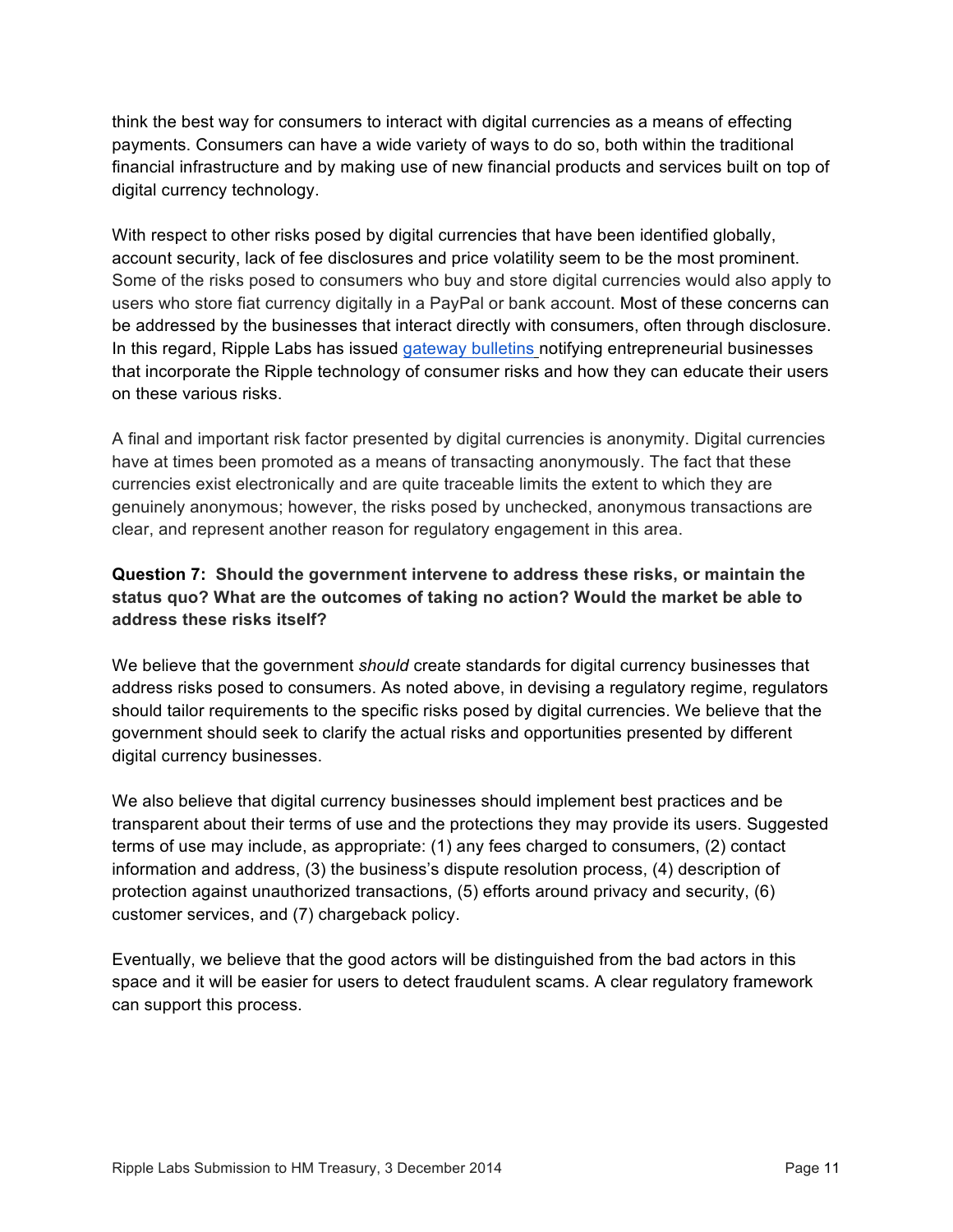think the best way for consumers to interact with digital currencies as a means of effecting payments. Consumers can have a wide variety of ways to do so, both within the traditional financial infrastructure and by making use of new financial products and services built on top of digital currency technology.

With respect to other risks posed by digital currencies that have been identified globally, account security, lack of fee disclosures and price volatility seem to be the most prominent. Some of the risks posed to consumers who buy and store digital currencies would also apply to users who store fiat currency digitally in a PayPal or bank account. Most of these concerns can be addressed by the businesses that interact directly with consumers, often through disclosure. In this regard, Ripple Labs has issued gateway bulletins notifying entrepreneurial businesses that incorporate the Ripple technology of consumer risks and how they can educate their users on these various risks.

A final and important risk factor presented by digital currencies is anonymity. Digital currencies have at times been promoted as a means of transacting anonymously. The fact that these currencies exist electronically and are quite traceable limits the extent to which they are genuinely anonymous; however, the risks posed by unchecked, anonymous transactions are clear, and represent another reason for regulatory engagement in this area.

**Question 7: Should the government intervene to address these risks, or maintain the status quo? What are the outcomes of taking no action? Would the market be able to address these risks itself?**

We believe that the government *should* create standards for digital currency businesses that address risks posed to consumers. As noted above, in devising a regulatory regime, regulators should tailor requirements to the specific risks posed by digital currencies. We believe that the government should seek to clarify the actual risks and opportunities presented by different digital currency businesses.

We also believe that digital currency businesses should implement best practices and be transparent about their terms of use and the protections they may provide its users. Suggested terms of use may include, as appropriate: (1) any fees charged to consumers, (2) contact information and address, (3) the business's dispute resolution process, (4) description of protection against unauthorized transactions, (5) efforts around privacy and security, (6) customer services, and (7) chargeback policy.

Eventually, we believe that the good actors will be distinguished from the bad actors in this space and it will be easier for users to detect fraudulent scams. A clear regulatory framework can support this process.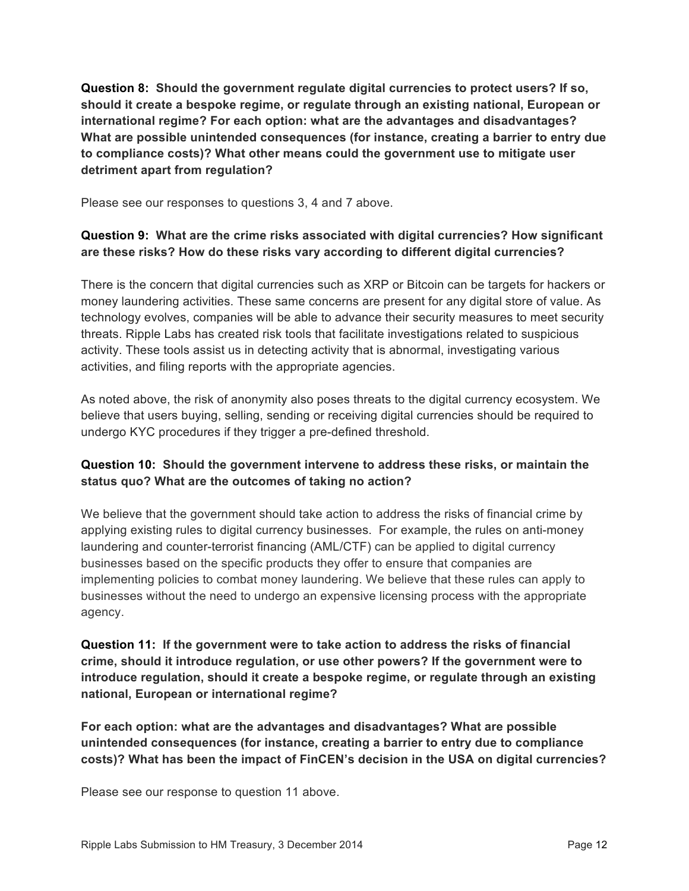**Question 8: Should the government regulate digital currencies to protect users? If so, should it create a bespoke regime, or regulate through an existing national, European or international regime? For each option: what are the advantages and disadvantages? What are possible unintended consequences (for instance, creating a barrier to entry due to compliance costs)? What other means could the government use to mitigate user detriment apart from regulation?**

Please see our responses to questions 3, 4 and 7 above.

**Question 9: What are the crime risks associated with digital currencies? How significant are these risks? How do these risks vary according to different digital currencies?**

There is the concern that digital currencies such as XRP or Bitcoin can be targets for hackers or money laundering activities. These same concerns are present for any digital store of value. As technology evolves, companies will be able to advance their security measures to meet security threats. Ripple Labs has created risk tools that facilitate investigations related to suspicious activity. These tools assist us in detecting activity that is abnormal, investigating various activities, and filing reports with the appropriate agencies.

As noted above, the risk of anonymity also poses threats to the digital currency ecosystem. We believe that users buying, selling, sending or receiving digital currencies should be required to undergo KYC procedures if they trigger a pre-defined threshold.

**Question 10: Should the government intervene to address these risks, or maintain the status quo? What are the outcomes of taking no action?**

We believe that the government should take action to address the risks of financial crime by applying existing rules to digital currency businesses. For example, the rules on anti-money laundering and counter-terrorist financing (AML/CTF) can be applied to digital currency businesses based on the specific products they offer to ensure that companies are implementing policies to combat money laundering. We believe that these rules can apply to businesses without the need to undergo an expensive licensing process with the appropriate agency.

**Question 11: If the government were to take action to address the risks of financial crime, should it introduce regulation, or use other powers? If the government were to introduce regulation, should it create a bespoke regime, or regulate through an existing national, European or international regime?**

**For each option: what are the advantages and disadvantages? What are possible unintended consequences (for instance, creating a barrier to entry due to compliance costs)? What has been the impact of FinCEN's decision in the USA on digital currencies?**

Please see our response to question 11 above.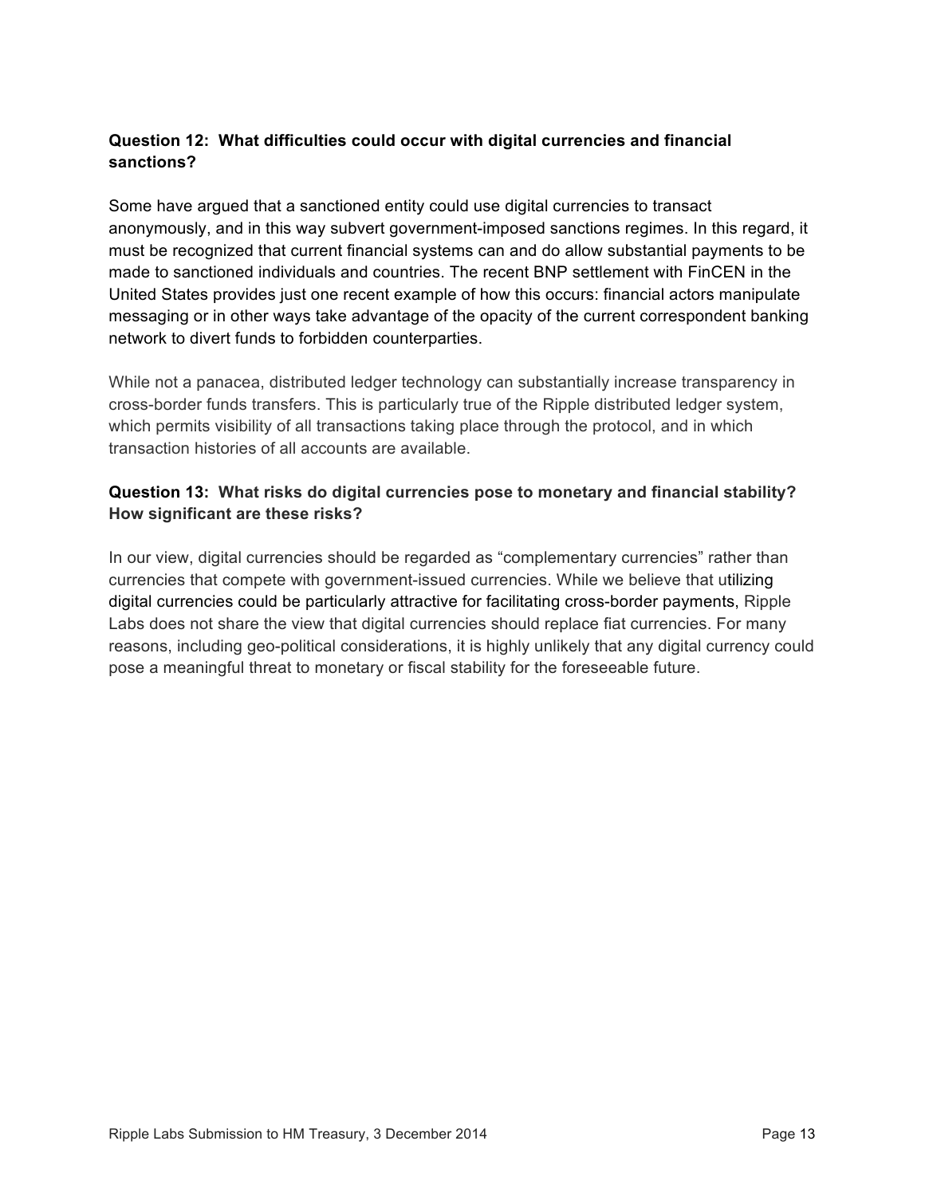**Question 12: What difficulties could occur with digital currencies and financial sanctions?**

Some have argued that a sanctioned entity could use digital currencies to transact anonymously, and in this way subvert government-imposed sanctions regimes. In this regard, it must be recognized that current financial systems can and do allow substantial payments to be made to sanctioned individuals and countries. The recent BNP settlement with FinCEN in the United States provides just one recent example of how this occurs: financial actors manipulate messaging or in other ways take advantage of the opacity of the current correspondent banking network to divert funds to forbidden counterparties.

While not a panacea, distributed ledger technology can substantially increase transparency in cross-border funds transfers. This is particularly true of the Ripple distributed ledger system, which permits visibility of all transactions taking place through the protocol, and in which transaction histories of all accounts are available.

**Question 13: What risks do digital currencies pose to monetary and financial stability? How significant are these risks?**

In our view, digital currencies should be regarded as "complementary currencies" rather than currencies that compete with government-issued currencies. While we believe that utilizing digital currencies could be particularly attractive for facilitating cross-border payments, Ripple Labs does not share the view that digital currencies should replace fiat currencies. For many reasons, including geo-political considerations, it is highly unlikely that any digital currency could pose a meaningful threat to monetary or fiscal stability for the foreseeable future.